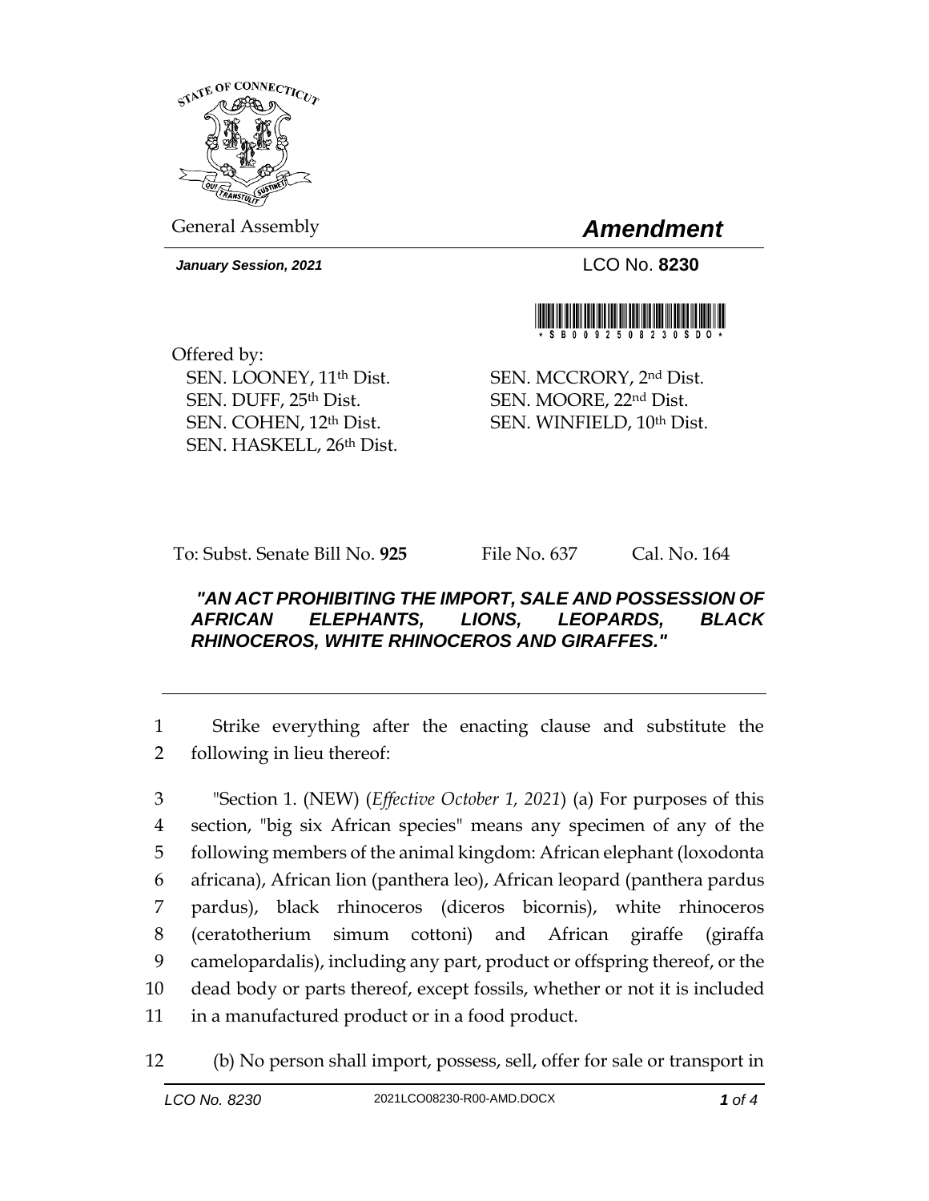STATE OF CONNECTICUT

General Assembly

# *Amendment*

***January Session, 2021***

LCO No. **8230**

\* S B 0 0 9 2 5 0 8 2 3 0 S D O \*

Offered by:

SEN. LOONEY, 11th Dist.
SEN. DUFF, 25th Dist.
SEN. COHEN, 12th Dist.
SEN. HASKELL, 26th Dist.
SEN. MCCRORY, 2nd Dist.
SEN. MOORE, 22nd Dist.
SEN. WINFIELD, 10th Dist.

To: Subst. Senate Bill No. **925** File No. 637 Cal. No. 164

***"AN ACT PROHIBITING THE IMPORT, SALE AND POSSESSION OF AFRICAN ELEPHANTS, LIONS, LEOPARDS, BLACK RHINOCEROS, WHITE RHINOCEROS AND GIRAFFES."***

---

1 Strike everything after the enacting clause and substitute the
2 following in lieu thereof:

3 "Section 1. (NEW) (*Effective October 1, 2021*) (a) For purposes of this
4 section, "big six African species" means any specimen of any of the
5 following members of the animal kingdom: African elephant (loxodonta
6 africana), African lion (panthera leo), African leopard (panthera pardus
7 pardus), black rhinoceros (diceros bicornis), white rhinoceros
8 (ceratotherium simum cottoni) and African giraffe (giraffa
9 camelopardalis), including any part, product or offspring thereof, or the
10 dead body or parts thereof, except fossils, whether or not it is included
11 in a manufactured product or in a food product.

12 (b) No person shall import, possess, sell, offer for sale or transport in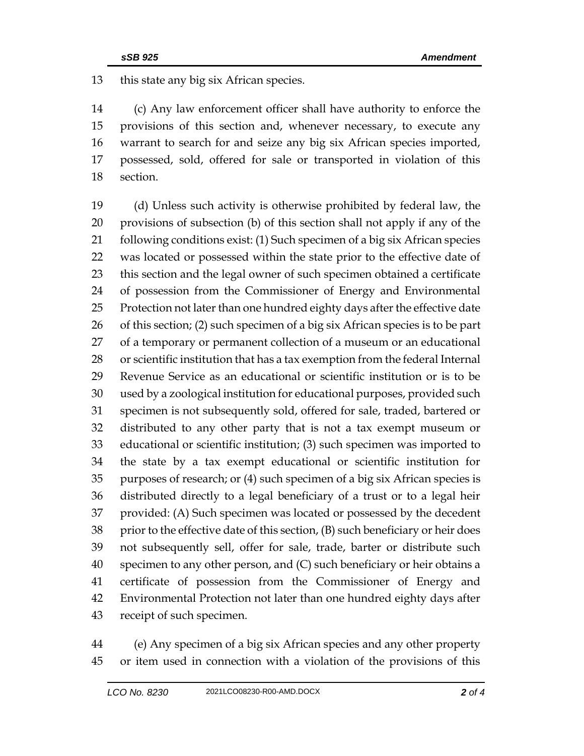this state any big six African species.

(c) Any law enforcement officer shall have authority to enforce the provisions of this section and, whenever necessary, to execute any warrant to search for and seize any big six African species imported, possessed, sold, offered for sale or transported in violation of this section.

(d) Unless such activity is otherwise prohibited by federal law, the provisions of subsection (b) of this section shall not apply if any of the following conditions exist: (1) Such specimen of a big six African species was located or possessed within the state prior to the effective date of this section and the legal owner of such specimen obtained a certificate of possession from the Commissioner of Energy and Environmental Protection not later than one hundred eighty days after the effective date of this section; (2) such specimen of a big six African species is to be part of a temporary or permanent collection of a museum or an educational or scientific institution that has a tax exemption from the federal Internal Revenue Service as an educational or scientific institution or is to be used by a zoological institution for educational purposes, provided such specimen is not subsequently sold, offered for sale, traded, bartered or distributed to any other party that is not a tax exempt museum or educational or scientific institution; (3) such specimen was imported to the state by a tax exempt educational or scientific institution for purposes of research; or (4) such specimen of a big six African species is distributed directly to a legal beneficiary of a trust or to a legal heir provided: (A) Such specimen was located or possessed by the decedent prior to the effective date of this section, (B) such beneficiary or heir does not subsequently sell, offer for sale, trade, barter or distribute such specimen to any other person, and (C) such beneficiary or heir obtains a certificate of possession from the Commissioner of Energy and Environmental Protection not later than one hundred eighty days after receipt of such specimen.

(e) Any specimen of a big six African species and any other property or item used in connection with a violation of the provisions of this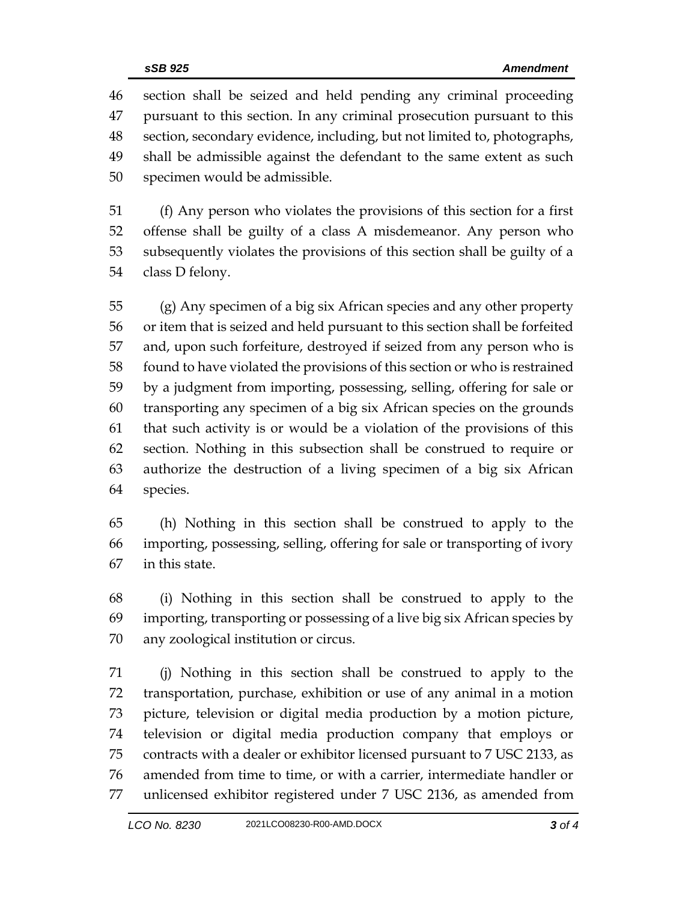section shall be seized and held pending any criminal proceeding pursuant to this section. In any criminal prosecution pursuant to this section, secondary evidence, including, but not limited to, photographs, shall be admissible against the defendant to the same extent as such specimen would be admissible.

(f) Any person who violates the provisions of this section for a first offense shall be guilty of a class A misdemeanor. Any person who subsequently violates the provisions of this section shall be guilty of a class D felony.

(g) Any specimen of a big six African species and any other property or item that is seized and held pursuant to this section shall be forfeited and, upon such forfeiture, destroyed if seized from any person who is found to have violated the provisions of this section or who is restrained by a judgment from importing, possessing, selling, offering for sale or transporting any specimen of a big six African species on the grounds that such activity is or would be a violation of the provisions of this section. Nothing in this subsection shall be construed to require or authorize the destruction of a living specimen of a big six African species.

(h) Nothing in this section shall be construed to apply to the importing, possessing, selling, offering for sale or transporting of ivory in this state.

(i) Nothing in this section shall be construed to apply to the importing, transporting or possessing of a live big six African species by any zoological institution or circus.

(j) Nothing in this section shall be construed to apply to the transportation, purchase, exhibition or use of any animal in a motion picture, television or digital media production by a motion picture, television or digital media production company that employs or contracts with a dealer or exhibitor licensed pursuant to 7 USC 2133, as amended from time to time, or with a carrier, intermediate handler or unlicensed exhibitor registered under 7 USC 2136, as amended from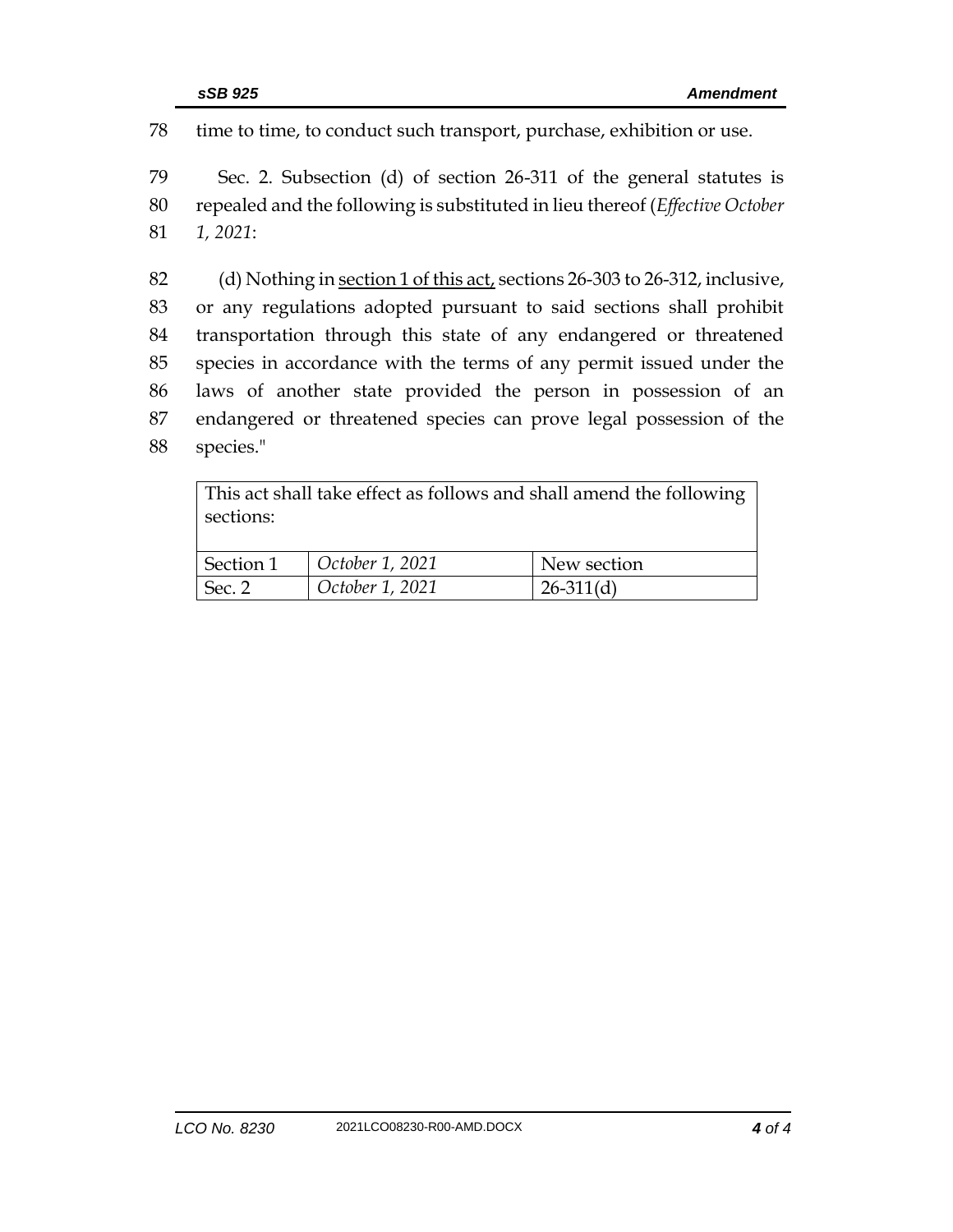78 time to time, to conduct such transport, purchase, exhibition or use.

79 Sec. 2. Subsection (d) of section 26-311 of the general statutes is
80 repealed and the following is substituted in lieu thereof (*Effective October*
81 *1, 2021*:

82 (d) Nothing in <u>section 1 of this act,</u> sections 26-303 to 26-312, inclusive,
83 or any regulations adopted pursuant to said sections shall prohibit
84 transportation through this state of any endangered or threatened
85 species in accordance with the terms of any permit issued under the
86 laws of another state provided the person in possession of an
87 endangered or threatened species can prove legal possession of the
88 species."

| This act shall take effect as follows and shall amend the following sections: | | |
|---|---|---|
| Section 1 | *October 1, 2021* | New section |
| Sec. 2 | *October 1, 2021* | 26-311(d) |